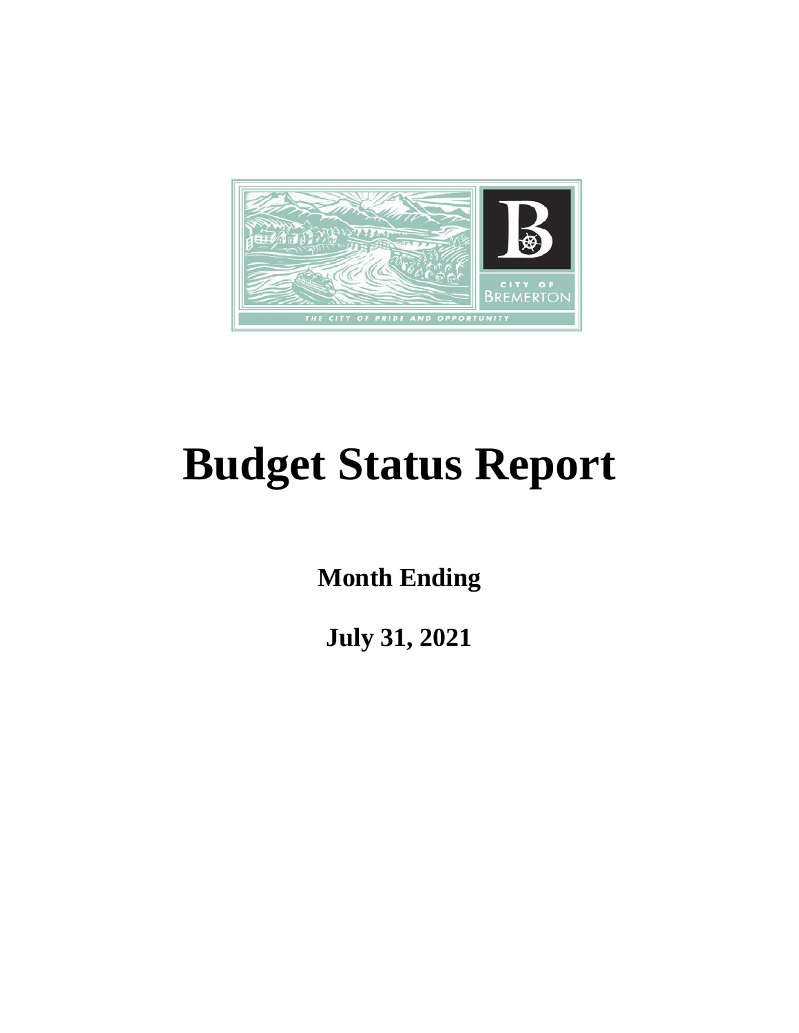# Budget Status Report

**Month Ending**

**July 31, 2021**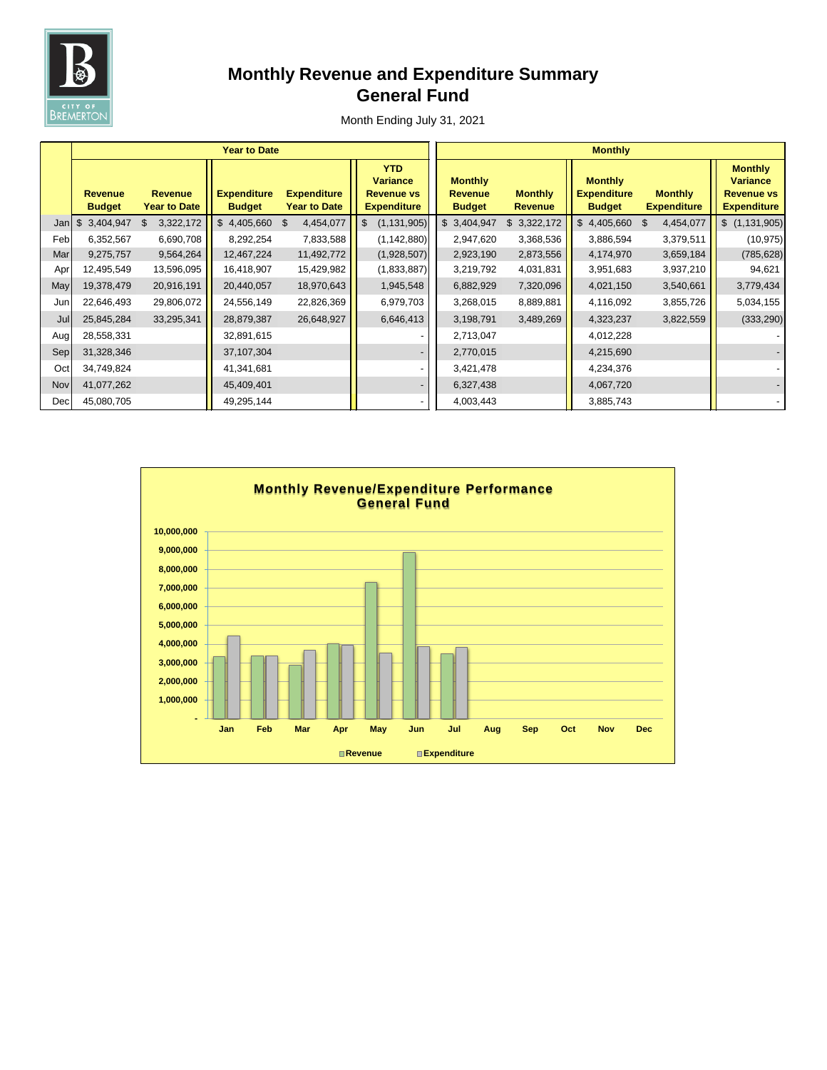# Monthly Revenue and Expenditure Summary
# General Fund

Month Ending July 31, 2021

| | Year to Date | | | | | Monthly | | | | |
|---|---|---|---|---|---|---|---|---|---|---|
| | Revenue Budget | Revenue Year to Date | Expenditure Budget | Expenditure Year to Date | YTD Variance Revenue vs Expenditure | Monthly Revenue Budget | Monthly Revenue | Monthly Expenditure Budget | Monthly Expenditure | Monthly Variance Revenue vs Expenditure |
| Jan | $ 3,404,947 | $ 3,322,172 | $ 4,405,660 | $ 4,454,077 | $ (1,131,905) | $ 3,404,947 | $ 3,322,172 | $ 4,405,660 | $ 4,454,077 | $ (1,131,905) |
| Feb | 6,352,567 | 6,690,708 | 8,292,254 | 7,833,588 | (1,142,880) | 2,947,620 | 3,368,536 | 3,886,594 | 3,379,511 | (10,975) |
| Mar | 9,275,757 | 9,564,264 | 12,467,224 | 11,492,772 | (1,928,507) | 2,923,190 | 2,873,556 | 4,174,970 | 3,659,184 | (785,628) |
| Apr | 12,495,549 | 13,596,095 | 16,418,907 | 15,429,982 | (1,833,887) | 3,219,792 | 4,031,831 | 3,951,683 | 3,937,210 | 94,621 |
| May | 19,378,479 | 20,916,191 | 20,440,057 | 18,970,643 | 1,945,548 | 6,882,929 | 7,320,096 | 4,021,150 | 3,540,661 | 3,779,434 |
| Jun | 22,646,493 | 29,806,072 | 24,556,149 | 22,826,369 | 6,979,703 | 3,268,015 | 8,889,881 | 4,116,092 | 3,855,726 | 5,034,155 |
| Jul | 25,845,284 | 33,295,341 | 28,879,387 | 26,648,927 | 6,646,413 | 3,198,791 | 3,489,269 | 4,323,237 | 3,822,559 | (333,290) |
| Aug | 28,558,331 | | 32,891,615 | | - | 2,713,047 | | 4,012,228 | | - |
| Sep | 31,328,346 | | 37,107,304 | | - | 2,770,015 | | 4,215,690 | | - |
| Oct | 34,749,824 | | 41,341,681 | | - | 3,421,478 | | 4,234,376 | | - |
| Nov | 41,077,262 | | 45,409,401 | | - | 6,327,438 | | 4,067,720 | | - |
| Dec | 45,080,705 | | 49,295,144 | | - | 4,003,443 | | 3,885,743 | | - |

**Monthly Revenue/Expenditure Performance**
**General Fund**

| Month | Revenue | Expenditure |
|---|---|---|
| Jan | 3,322,172 | 4,454,077 |
| Feb | 3,368,536 | 3,379,511 |
| Mar | 2,873,556 | 3,659,184 |
| Apr | 4,031,831 | 3,937,210 |
| May | 7,320,096 | 3,540,661 |
| Jun | 8,889,881 | 3,855,726 |
| Jul | 3,489,269 | 3,822,559 |
| Aug | | |
| Sep | | |
| Oct | | |
| Nov | | |
| Dec | | |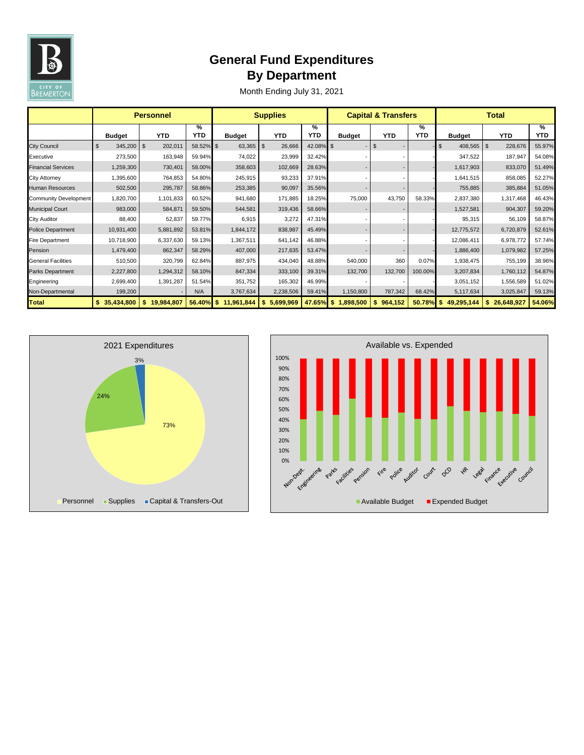# General Fund Expenditures
## By Department

Month Ending July 31, 2021

| | Personnel | | | Supplies | | | Capital & Transfers | | | Total | | |
|---|---|---|---|---|---|---|---|---|---|---|---|---|
| | Budget | YTD | % YTD | Budget | YTD | % YTD | Budget | YTD | % YTD | Budget | YTD | % YTD |
| City Council | $ 345,200 | $ 202,011 | 58.52% | $ 63,365 | $ 26,666 | 42.08% | $ - | $ - | - | $ 408,565 | $ 228,676 | 55.97% |
| Executive | 273,500 | 163,948 | 59.94% | 74,022 | 23,999 | 32.42% | - | - | - | 347,522 | 187,947 | 54.08% |
| Financial Services | 1,259,300 | 730,401 | 58.00% | 358,603 | 102,669 | 28.63% | - | - | - | 1,617,903 | 833,070 | 51.49% |
| City Attorney | 1,395,600 | 764,853 | 54.80% | 245,915 | 93,233 | 37.91% | - | - | - | 1,641,515 | 858,085 | 52.27% |
| Human Resources | 502,500 | 295,787 | 58.86% | 253,385 | 90,097 | 35.56% | - | - | - | 755,885 | 385,884 | 51.05% |
| Community Development | 1,820,700 | 1,101,833 | 60.52% | 941,680 | 171,885 | 18.25% | 75,000 | 43,750 | 58.33% | 2,837,380 | 1,317,468 | 46.43% |
| Municipal Court | 983,000 | 584,871 | 59.50% | 544,581 | 319,436 | 58.66% | - | - | - | 1,527,581 | 904,307 | 59.20% |
| City Auditor | 88,400 | 52,837 | 59.77% | 6,915 | 3,272 | 47.31% | - | - | - | 95,315 | 56,109 | 58.87% |
| Police Department | 10,931,400 | 5,881,892 | 53.81% | 1,844,172 | 838,987 | 45.49% | - | - | - | 12,775,572 | 6,720,879 | 52.61% |
| Fire Department | 10,718,900 | 6,337,630 | 59.13% | 1,367,511 | 641,142 | 46.88% | - | - | - | 12,086,411 | 6,978,772 | 57.74% |
| Pension | 1,479,400 | 862,347 | 58.29% | 407,000 | 217,635 | 53.47% | - | - | - | 1,886,400 | 1,079,982 | 57.25% |
| General Facilities | 510,500 | 320,799 | 62.84% | 887,975 | 434,040 | 48.88% | 540,000 | 360 | 0.07% | 1,938,475 | 755,199 | 38.96% |
| Parks Department | 2,227,800 | 1,294,312 | 58.10% | 847,334 | 333,100 | 39.31% | 132,700 | 132,700 | 100.00% | 3,207,834 | 1,760,112 | 54.87% |
| Engineering | 2,699,400 | 1,391,287 | 51.54% | 351,752 | 165,302 | 46.99% | - | - | - | 3,051,152 | 1,556,589 | 51.02% |
| Non-Departmental | 199,200 | - | N/A | 3,767,634 | 2,238,506 | 59.41% | 1,150,800 | 787,342 | 68.42% | 5,117,634 | 3,025,847 | 59.13% |
| **Total** | **$ 35,434,800** | **$ 19,984,807** | **56.40%** | **$ 11,961,844** | **$ 5,699,969** | **47.65%** | **$ 1,898,500** | **$ 964,152** | **50.78%** | **$ 49,295,144** | **$ 26,648,927** | **54.06%** |

2021 Expenditures

Available vs. Expended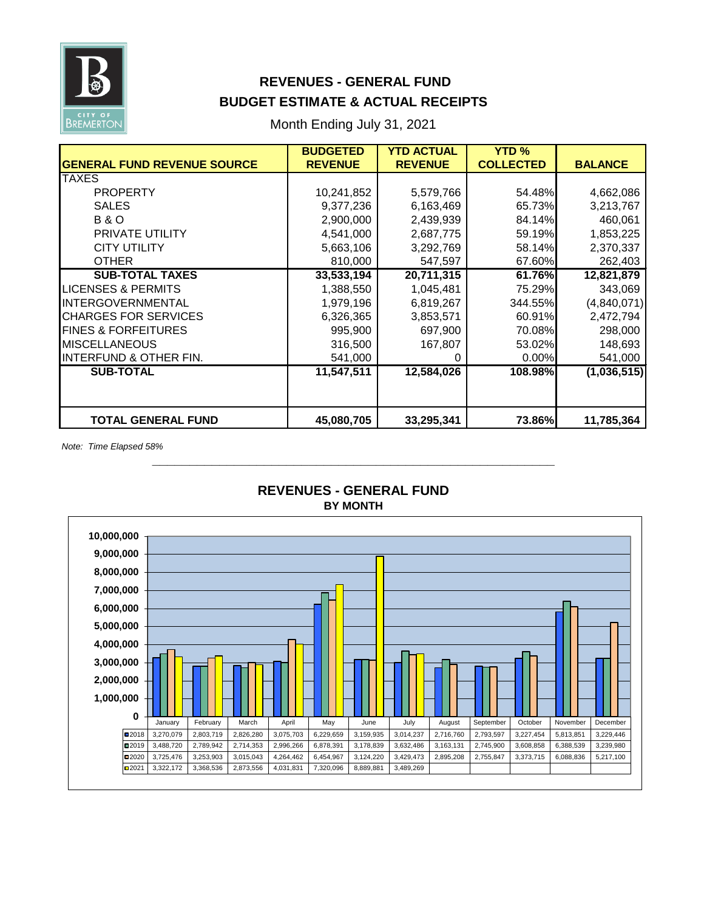# REVENUES - GENERAL FUND
## BUDGET ESTIMATE & ACTUAL RECEIPTS

Month Ending July 31, 2021

| GENERAL FUND REVENUE SOURCE | BUDGETED REVENUE | YTD ACTUAL REVENUE | YTD % COLLECTED | BALANCE |
|---|---|---|---|---|
| TAXES | | | | |
| PROPERTY | 10,241,852 | 5,579,766 | 54.48% | 4,662,086 |
| SALES | 9,377,236 | 6,163,469 | 65.73% | 3,213,767 |
| B & O | 2,900,000 | 2,439,939 | 84.14% | 460,061 |
| PRIVATE UTILITY | 4,541,000 | 2,687,775 | 59.19% | 1,853,225 |
| CITY UTILITY | 5,663,106 | 3,292,769 | 58.14% | 2,370,337 |
| OTHER | 810,000 | 547,597 | 67.60% | 262,403 |
| **SUB-TOTAL TAXES** | **33,533,194** | **20,711,315** | **61.76%** | **12,821,879** |
| LICENSES & PERMITS | 1,388,550 | 1,045,481 | 75.29% | 343,069 |
| INTERGOVERNMENTAL | 1,979,196 | 6,819,267 | 344.55% | (4,840,071) |
| CHARGES FOR SERVICES | 6,326,365 | 3,853,571 | 60.91% | 2,472,794 |
| FINES & FORFEITURES | 995,900 | 697,900 | 70.08% | 298,000 |
| MISCELLANEOUS | 316,500 | 167,807 | 53.02% | 148,693 |
| INTERFUND & OTHER FIN. | 541,000 | 0 | 0.00% | 541,000 |
| **SUB-TOTAL** | **11,547,511** | **12,584,026** | **108.98%** | **(1,036,515)** |
| **TOTAL GENERAL FUND** | **45,080,705** | **33,295,341** | **73.86%** | **11,785,364** |

*Note: Time Elapsed 58%*

## REVENUES - GENERAL FUND
### BY MONTH

| | January | February | March | April | May | June | July | August | September | October | November | December |
|---|---|---|---|---|---|---|---|---|---|---|---|---|
| 2018 | 3,270,079 | 2,803,719 | 2,826,280 | 3,075,703 | 6,229,659 | 3,159,935 | 3,014,237 | 2,716,760 | 2,793,597 | 3,227,454 | 5,813,851 | 3,229,446 |
| 2019 | 3,488,720 | 2,789,942 | 2,714,353 | 2,996,266 | 6,878,391 | 3,178,839 | 3,632,486 | 3,163,131 | 2,745,900 | 3,608,858 | 6,388,539 | 3,239,980 |
| 2020 | 3,725,476 | 3,253,903 | 3,015,043 | 4,264,462 | 6,454,967 | 3,124,220 | 3,429,473 | 2,895,208 | 2,755,847 | 3,373,715 | 6,088,836 | 5,217,100 |
| 2021 | 3,322,172 | 3,368,536 | 2,873,556 | 4,031,831 | 7,320,096 | 8,889,881 | 3,489,269 | | | | | |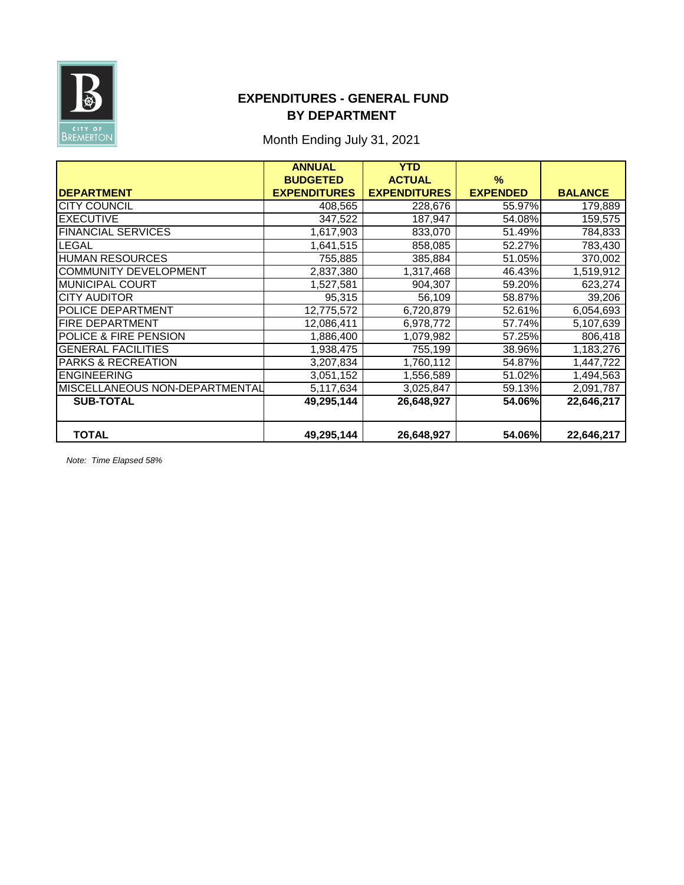CITY OF BREMERTON

# EXPENDITURES - GENERAL FUND
## BY DEPARTMENT

Month Ending July 31, 2021

| DEPARTMENT | ANNUAL BUDGETED EXPENDITURES | YTD ACTUAL EXPENDITURES | % EXPENDED | BALANCE |
|---|---|---|---|---|
| CITY COUNCIL | 408,565 | 228,676 | 55.97% | 179,889 |
| EXECUTIVE | 347,522 | 187,947 | 54.08% | 159,575 |
| FINANCIAL SERVICES | 1,617,903 | 833,070 | 51.49% | 784,833 |
| LEGAL | 1,641,515 | 858,085 | 52.27% | 783,430 |
| HUMAN RESOURCES | 755,885 | 385,884 | 51.05% | 370,002 |
| COMMUNITY DEVELOPMENT | 2,837,380 | 1,317,468 | 46.43% | 1,519,912 |
| MUNICIPAL COURT | 1,527,581 | 904,307 | 59.20% | 623,274 |
| CITY AUDITOR | 95,315 | 56,109 | 58.87% | 39,206 |
| POLICE DEPARTMENT | 12,775,572 | 6,720,879 | 52.61% | 6,054,693 |
| FIRE DEPARTMENT | 12,086,411 | 6,978,772 | 57.74% | 5,107,639 |
| POLICE & FIRE PENSION | 1,886,400 | 1,079,982 | 57.25% | 806,418 |
| GENERAL FACILITIES | 1,938,475 | 755,199 | 38.96% | 1,183,276 |
| PARKS & RECREATION | 3,207,834 | 1,760,112 | 54.87% | 1,447,722 |
| ENGINEERING | 3,051,152 | 1,556,589 | 51.02% | 1,494,563 |
| MISCELLANEOUS NON-DEPARTMENTAL | 5,117,634 | 3,025,847 | 59.13% | 2,091,787 |
| **SUB-TOTAL** | **49,295,144** | **26,648,927** | **54.06%** | **22,646,217** |
| **TOTAL** | **49,295,144** | **26,648,927** | **54.06%** | **22,646,217** |

*Note: Time Elapsed 58%*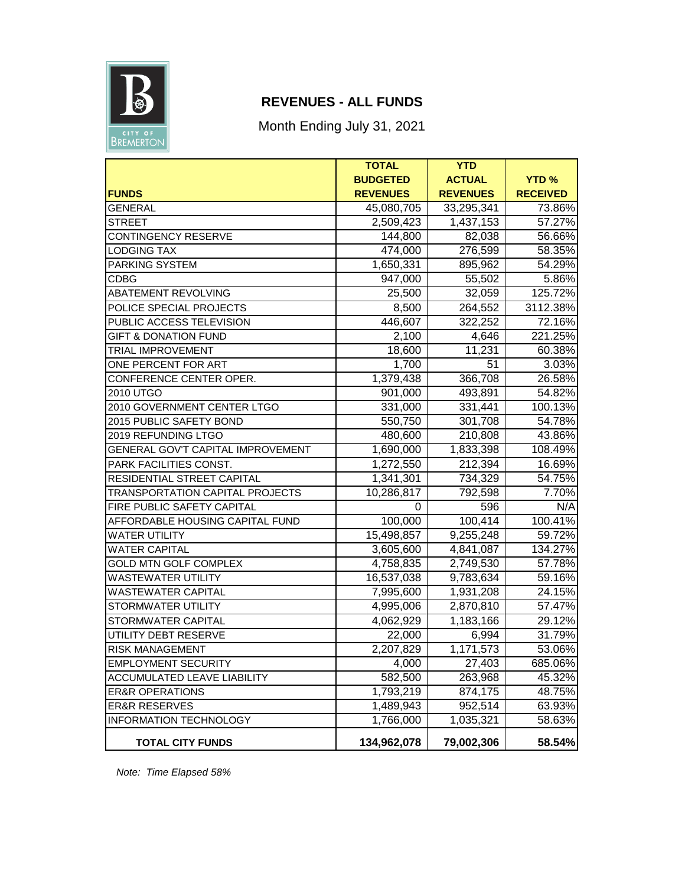# REVENUES - ALL FUNDS

Month Ending July 31, 2021

| FUNDS | TOTAL BUDGETED REVENUES | YTD ACTUAL REVENUES | YTD % RECEIVED |
|---|---|---|---|
| GENERAL | 45,080,705 | 33,295,341 | 73.86% |
| STREET | 2,509,423 | 1,437,153 | 57.27% |
| CONTINGENCY RESERVE | 144,800 | 82,038 | 56.66% |
| LODGING TAX | 474,000 | 276,599 | 58.35% |
| PARKING SYSTEM | 1,650,331 | 895,962 | 54.29% |
| CDBG | 947,000 | 55,502 | 5.86% |
| ABATEMENT REVOLVING | 25,500 | 32,059 | 125.72% |
| POLICE SPECIAL PROJECTS | 8,500 | 264,552 | 3112.38% |
| PUBLIC ACCESS TELEVISION | 446,607 | 322,252 | 72.16% |
| GIFT & DONATION FUND | 2,100 | 4,646 | 221.25% |
| TRIAL IMPROVEMENT | 18,600 | 11,231 | 60.38% |
| ONE PERCENT FOR ART | 1,700 | 51 | 3.03% |
| CONFERENCE CENTER OPER. | 1,379,438 | 366,708 | 26.58% |
| 2010 UTGO | 901,000 | 493,891 | 54.82% |
| 2010 GOVERNMENT CENTER LTGO | 331,000 | 331,441 | 100.13% |
| 2015 PUBLIC SAFETY BOND | 550,750 | 301,708 | 54.78% |
| 2019 REFUNDING LTGO | 480,600 | 210,808 | 43.86% |
| GENERAL GOV'T CAPITAL IMPROVEMENT | 1,690,000 | 1,833,398 | 108.49% |
| PARK FACILITIES CONST. | 1,272,550 | 212,394 | 16.69% |
| RESIDENTIAL STREET CAPITAL | 1,341,301 | 734,329 | 54.75% |
| TRANSPORTATION CAPITAL PROJECTS | 10,286,817 | 792,598 | 7.70% |
| FIRE PUBLIC SAFETY CAPITAL | 0 | 596 | N/A |
| AFFORDABLE HOUSING CAPITAL FUND | 100,000 | 100,414 | 100.41% |
| WATER UTILITY | 15,498,857 | 9,255,248 | 59.72% |
| WATER CAPITAL | 3,605,600 | 4,841,087 | 134.27% |
| GOLD MTN GOLF COMPLEX | 4,758,835 | 2,749,530 | 57.78% |
| WASTEWATER UTILITY | 16,537,038 | 9,783,634 | 59.16% |
| WASTEWATER CAPITAL | 7,995,600 | 1,931,208 | 24.15% |
| STORMWATER UTILITY | 4,995,006 | 2,870,810 | 57.47% |
| STORMWATER CAPITAL | 4,062,929 | 1,183,166 | 29.12% |
| UTILITY DEBT RESERVE | 22,000 | 6,994 | 31.79% |
| RISK MANAGEMENT | 2,207,829 | 1,171,573 | 53.06% |
| EMPLOYMENT SECURITY | 4,000 | 27,403 | 685.06% |
| ACCUMULATED LEAVE LIABILITY | 582,500 | 263,968 | 45.32% |
| ER&R OPERATIONS | 1,793,219 | 874,175 | 48.75% |
| ER&R RESERVES | 1,489,943 | 952,514 | 63.93% |
| INFORMATION TECHNOLOGY | 1,766,000 | 1,035,321 | 58.63% |
| **TOTAL CITY FUNDS** | **134,962,078** | **79,002,306** | **58.54%** |

*Note: Time Elapsed 58%*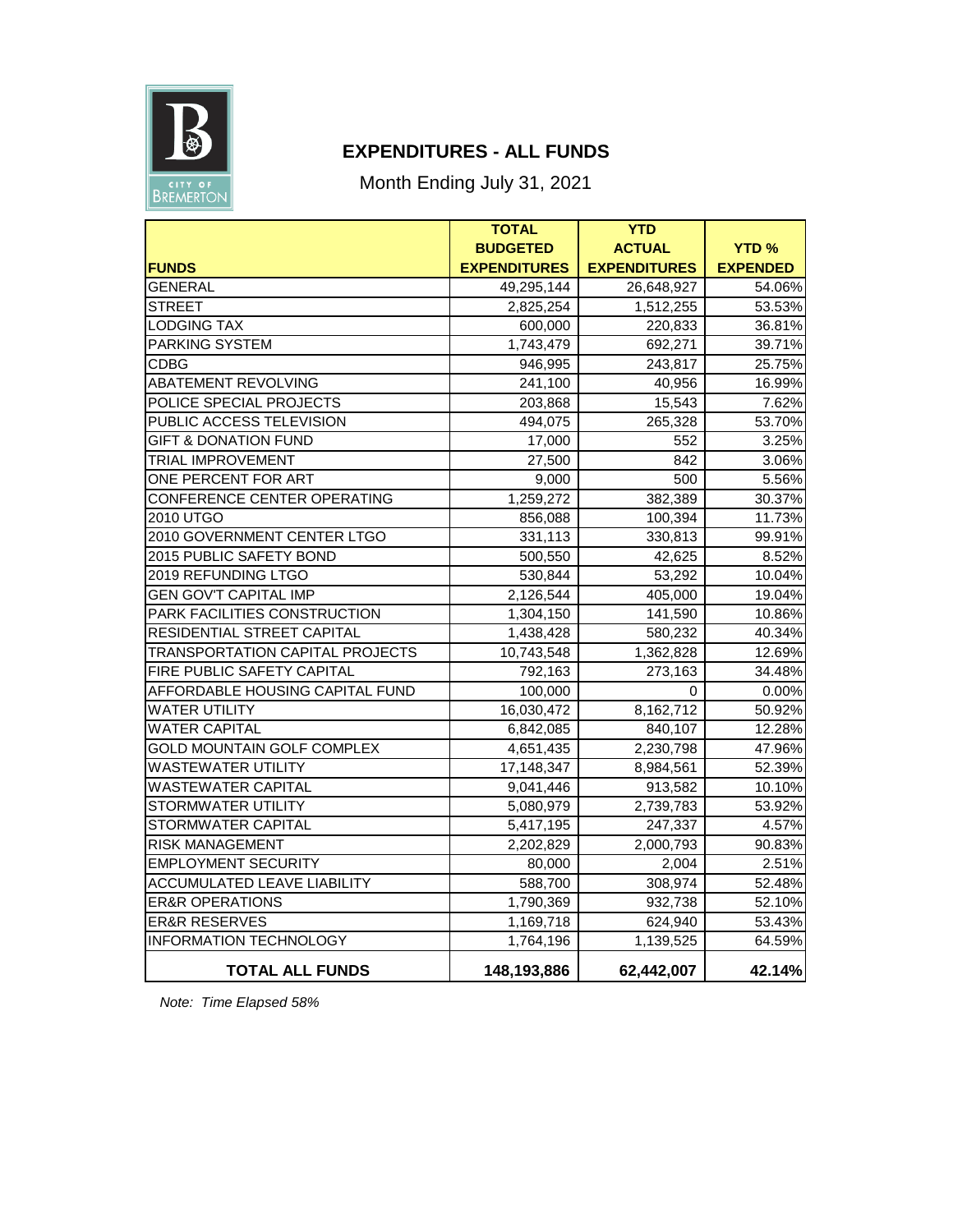## EXPENDITURES - ALL FUNDS

Month Ending July 31, 2021

| FUNDS | TOTAL BUDGETED EXPENDITURES | YTD ACTUAL EXPENDITURES | YTD % EXPENDED |
|---|---|---|---|
| GENERAL | 49,295,144 | 26,648,927 | 54.06% |
| STREET | 2,825,254 | 1,512,255 | 53.53% |
| LODGING TAX | 600,000 | 220,833 | 36.81% |
| PARKING SYSTEM | 1,743,479 | 692,271 | 39.71% |
| CDBG | 946,995 | 243,817 | 25.75% |
| ABATEMENT REVOLVING | 241,100 | 40,956 | 16.99% |
| POLICE SPECIAL PROJECTS | 203,868 | 15,543 | 7.62% |
| PUBLIC ACCESS TELEVISION | 494,075 | 265,328 | 53.70% |
| GIFT & DONATION FUND | 17,000 | 552 | 3.25% |
| TRIAL IMPROVEMENT | 27,500 | 842 | 3.06% |
| ONE PERCENT FOR ART | 9,000 | 500 | 5.56% |
| CONFERENCE CENTER OPERATING | 1,259,272 | 382,389 | 30.37% |
| 2010 UTGO | 856,088 | 100,394 | 11.73% |
| 2010 GOVERNMENT CENTER LTGO | 331,113 | 330,813 | 99.91% |
| 2015 PUBLIC SAFETY BOND | 500,550 | 42,625 | 8.52% |
| 2019 REFUNDING LTGO | 530,844 | 53,292 | 10.04% |
| GEN GOV'T CAPITAL IMP | 2,126,544 | 405,000 | 19.04% |
| PARK FACILITIES CONSTRUCTION | 1,304,150 | 141,590 | 10.86% |
| RESIDENTIAL STREET CAPITAL | 1,438,428 | 580,232 | 40.34% |
| TRANSPORTATION CAPITAL PROJECTS | 10,743,548 | 1,362,828 | 12.69% |
| FIRE PUBLIC SAFETY CAPITAL | 792,163 | 273,163 | 34.48% |
| AFFORDABLE HOUSING CAPITAL FUND | 100,000 | 0 | 0.00% |
| WATER UTILITY | 16,030,472 | 8,162,712 | 50.92% |
| WATER CAPITAL | 6,842,085 | 840,107 | 12.28% |
| GOLD MOUNTAIN GOLF COMPLEX | 4,651,435 | 2,230,798 | 47.96% |
| WASTEWATER UTILITY | 17,148,347 | 8,984,561 | 52.39% |
| WASTEWATER CAPITAL | 9,041,446 | 913,582 | 10.10% |
| STORMWATER UTILITY | 5,080,979 | 2,739,783 | 53.92% |
| STORMWATER CAPITAL | 5,417,195 | 247,337 | 4.57% |
| RISK MANAGEMENT | 2,202,829 | 2,000,793 | 90.83% |
| EMPLOYMENT SECURITY | 80,000 | 2,004 | 2.51% |
| ACCUMULATED LEAVE LIABILITY | 588,700 | 308,974 | 52.48% |
| ER&R OPERATIONS | 1,790,369 | 932,738 | 52.10% |
| ER&R RESERVES | 1,169,718 | 624,940 | 53.43% |
| INFORMATION TECHNOLOGY | 1,764,196 | 1,139,525 | 64.59% |
| **TOTAL ALL FUNDS** | **148,193,886** | **62,442,007** | **42.14%** |

*Note: Time Elapsed 58%*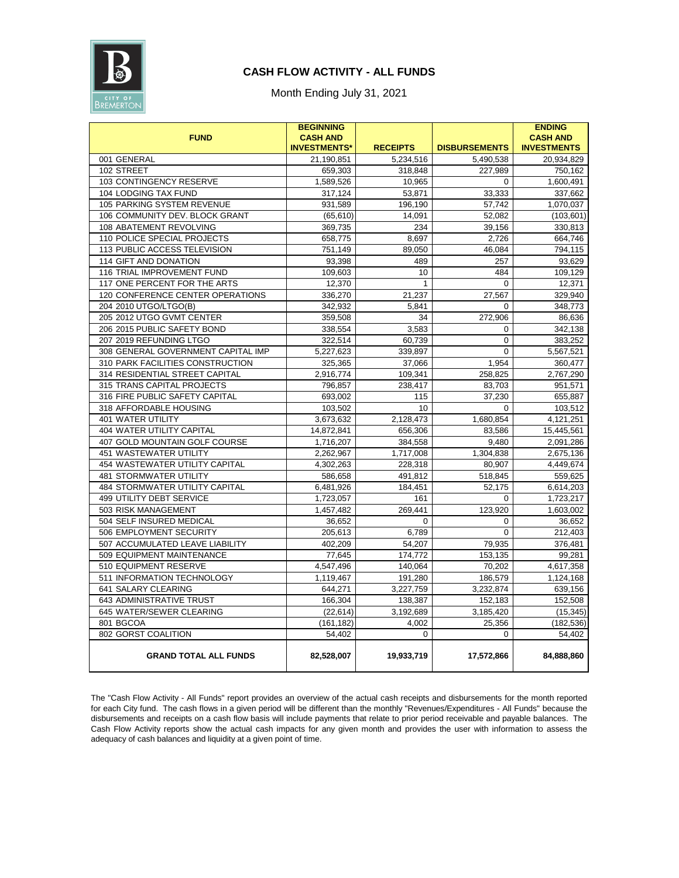## CASH FLOW ACTIVITY - ALL FUNDS

Month Ending July 31, 2021

| FUND | BEGINNING CASH AND INVESTMENTS* | RECEIPTS | DISBURSEMENTS | ENDING CASH AND INVESTMENTS |
|---|---|---|---|---|
| 001 GENERAL | 21,190,851 | 5,234,516 | 5,490,538 | 20,934,829 |
| 102 STREET | 659,303 | 318,848 | 227,989 | 750,162 |
| 103 CONTINGENCY RESERVE | 1,589,526 | 10,965 | 0 | 1,600,491 |
| 104 LODGING TAX FUND | 317,124 | 53,871 | 33,333 | 337,662 |
| 105 PARKING SYSTEM REVENUE | 931,589 | 196,190 | 57,742 | 1,070,037 |
| 106 COMMUNITY DEV. BLOCK GRANT | (65,610) | 14,091 | 52,082 | (103,601) |
| 108 ABATEMENT REVOLVING | 369,735 | 234 | 39,156 | 330,813 |
| 110 POLICE SPECIAL PROJECTS | 658,775 | 8,697 | 2,726 | 664,746 |
| 113 PUBLIC ACCESS TELEVISION | 751,149 | 89,050 | 46,084 | 794,115 |
| 114 GIFT AND DONATION | 93,398 | 489 | 257 | 93,629 |
| 116 TRIAL IMPROVEMENT FUND | 109,603 | 10 | 484 | 109,129 |
| 117 ONE PERCENT FOR THE ARTS | 12,370 | 1 | 0 | 12,371 |
| 120 CONFERENCE CENTER OPERATIONS | 336,270 | 21,237 | 27,567 | 329,940 |
| 204 2010 UTGO/LTGO(B) | 342,932 | 5,841 | 0 | 348,773 |
| 205 2012 UTGO GVMT CENTER | 359,508 | 34 | 272,906 | 86,636 |
| 206 2015 PUBLIC SAFETY BOND | 338,554 | 3,583 | 0 | 342,138 |
| 207 2019 REFUNDING LTGO | 322,514 | 60,739 | 0 | 383,252 |
| 308 GENERAL GOVERNMENT CAPITAL IMP | 5,227,623 | 339,897 | 0 | 5,567,521 |
| 310 PARK FACILITIES CONSTRUCTION | 325,365 | 37,066 | 1,954 | 360,477 |
| 314 RESIDENTIAL STREET CAPITAL | 2,916,774 | 109,341 | 258,825 | 2,767,290 |
| 315 TRANS CAPITAL PROJECTS | 796,857 | 238,417 | 83,703 | 951,571 |
| 316 FIRE PUBLIC SAFETY CAPITAL | 693,002 | 115 | 37,230 | 655,887 |
| 318 AFFORDABLE HOUSING | 103,502 | 10 | 0 | 103,512 |
| 401 WATER UTILITY | 3,673,632 | 2,128,473 | 1,680,854 | 4,121,251 |
| 404 WATER UTILITY CAPITAL | 14,872,841 | 656,306 | 83,586 | 15,445,561 |
| 407 GOLD MOUNTAIN GOLF COURSE | 1,716,207 | 384,558 | 9,480 | 2,091,286 |
| 451 WASTEWATER UTILITY | 2,262,967 | 1,717,008 | 1,304,838 | 2,675,136 |
| 454 WASTEWATER UTILITY CAPITAL | 4,302,263 | 228,318 | 80,907 | 4,449,674 |
| 481 STORMWATER UTILITY | 586,658 | 491,812 | 518,845 | 559,625 |
| 484 STORMWATER UTILITY CAPITAL | 6,481,926 | 184,451 | 52,175 | 6,614,203 |
| 499 UTILITY DEBT SERVICE | 1,723,057 | 161 | 0 | 1,723,217 |
| 503 RISK MANAGEMENT | 1,457,482 | 269,441 | 123,920 | 1,603,002 |
| 504 SELF INSURED MEDICAL | 36,652 | 0 | 0 | 36,652 |
| 506 EMPLOYMENT SECURITY | 205,613 | 6,789 | 0 | 212,403 |
| 507 ACCUMULATED LEAVE LIABILITY | 402,209 | 54,207 | 79,935 | 376,481 |
| 509 EQUIPMENT MAINTENANCE | 77,645 | 174,772 | 153,135 | 99,281 |
| 510 EQUIPMENT RESERVE | 4,547,496 | 140,064 | 70,202 | 4,617,358 |
| 511 INFORMATION TECHNOLOGY | 1,119,467 | 191,280 | 186,579 | 1,124,168 |
| 641 SALARY CLEARING | 644,271 | 3,227,759 | 3,232,874 | 639,156 |
| 643 ADMINISTRATIVE TRUST | 166,304 | 138,387 | 152,183 | 152,508 |
| 645 WATER/SEWER CLEARING | (22,614) | 3,192,689 | 3,185,420 | (15,345) |
| 801 BGCOA | (161,182) | 4,002 | 25,356 | (182,536) |
| 802 GORST COALITION | 54,402 | 0 | 0 | 54,402 |
| **GRAND TOTAL ALL FUNDS** | **82,528,007** | **19,933,719** | **17,572,866** | **84,888,860** |

The "Cash Flow Activity - All Funds" report provides an overview of the actual cash receipts and disbursements for the month reported for each City fund. The cash flows in a given period will be different than the monthly "Revenues/Expenditures - All Funds" because the disbursements and receipts on a cash flow basis will include payments that relate to prior period receivable and payable balances. The Cash Flow Activity reports show the actual cash impacts for any given month and provides the user with information to assess the adequacy of cash balances and liquidity at a given point of time.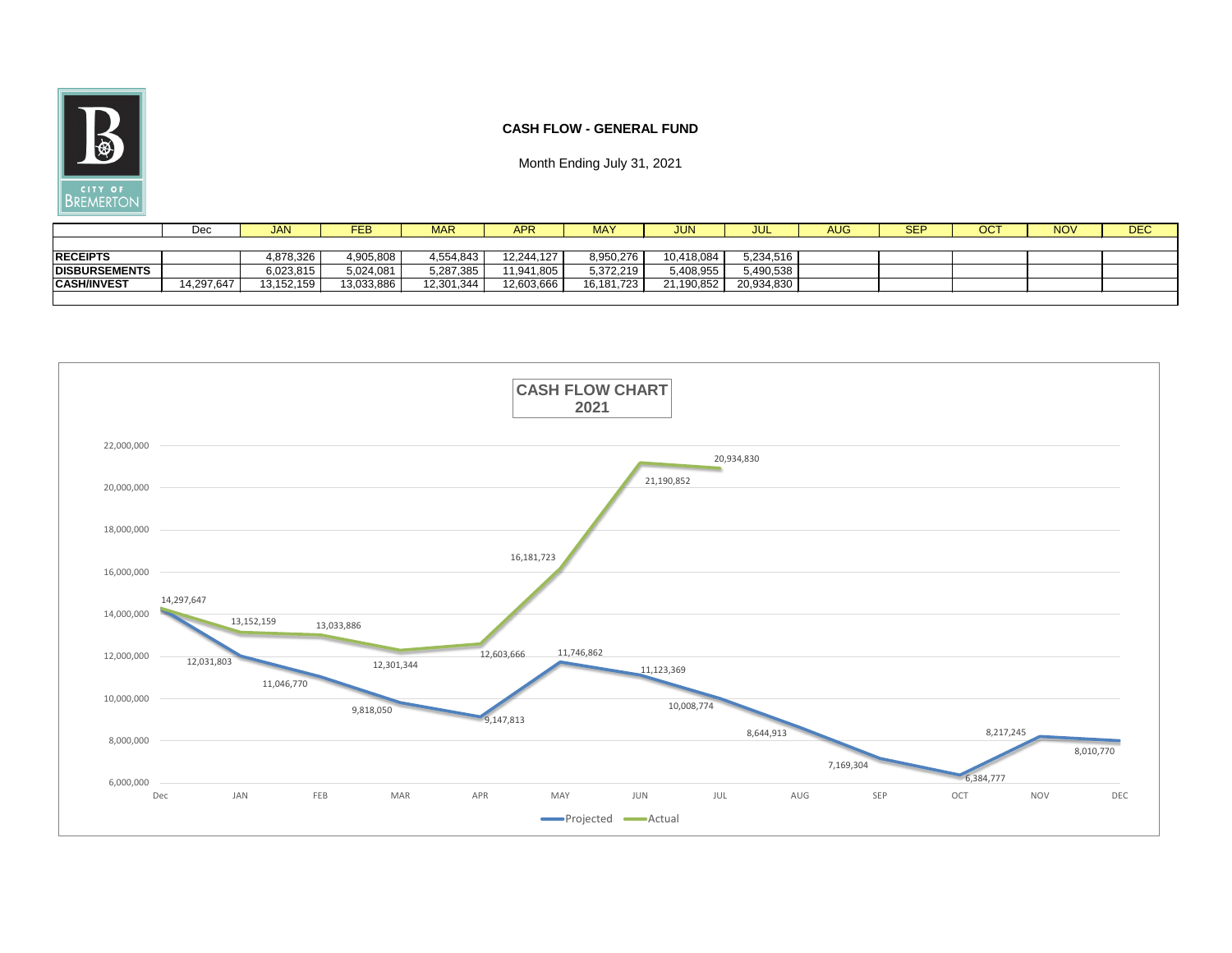CITY OF BREMERTON

## CASH FLOW - GENERAL FUND

Month Ending July 31, 2021

| | Dec | JAN | FEB | MAR | APR | MAY | JUN | JUL | AUG | SEP | OCT | NOV | DEC |
|---|---|---|---|---|---|---|---|---|---|---|---|---|---|
| **RECEIPTS** | | 4,878,326 | 4,905,808 | 4,554,843 | 12,244,127 | 8,950,276 | 10,418,084 | 5,234,516 | | | | | |
| **DISBURSEMENTS** | | 6,023,815 | 5,024,081 | 5,287,385 | 11,941,805 | 5,372,219 | 5,408,955 | 5,490,538 | | | | | |
| **CASH/INVEST** | 14,297,647 | 13,152,159 | 13,033,886 | 12,301,344 | 12,603,666 | 16,181,723 | 21,190,852 | 20,934,830 | | | | | |

**CASH FLOW CHART 2021**

| | Dec | JAN | FEB | MAR | APR | MAY | JUN | JUL | AUG | SEP | OCT | NOV | DEC |
|---|---|---|---|---|---|---|---|---|---|---|---|---|---|
| Projected | 14,297,647 | 12,031,803 | 11,046,770 | 9,818,050 | 9,147,813 | 11,746,862 | 11,123,369 | 10,008,774 | 8,644,913 | 7,169,304 | 6,384,777 | 8,217,245 | 8,010,770 |
| Actual | 14,297,647 | 13,152,159 | 13,033,886 | 12,301,344 | 12,603,666 | 16,181,723 | 21,190,852 | 20,934,830 | | | | | |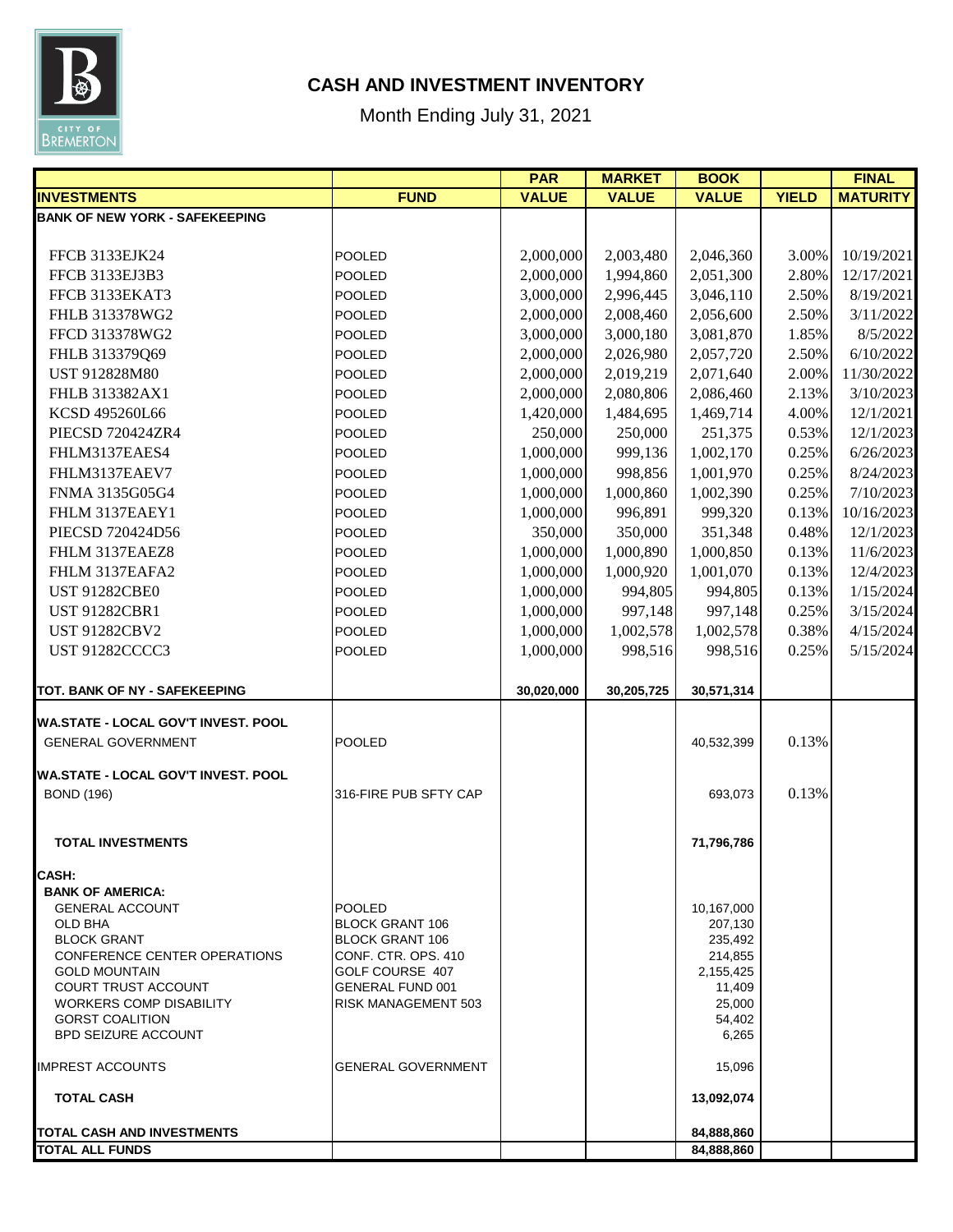# CASH AND INVESTMENT INVENTORY

Month Ending July 31, 2021

| INVESTMENTS | FUND | PAR VALUE | MARKET VALUE | BOOK VALUE | YIELD | FINAL MATURITY |
|---|---|---|---|---|---|---|
| **BANK OF NEW YORK - SAFEKEEPING** | | | | | | |
| FFCB 3133EJK24 | POOLED | 2,000,000 | 2,003,480 | 2,046,360 | 3.00% | 10/19/2021 |
| FFCB 3133EJ3B3 | POOLED | 2,000,000 | 1,994,860 | 2,051,300 | 2.80% | 12/17/2021 |
| FFCB 3133EKAT3 | POOLED | 3,000,000 | 2,996,445 | 3,046,110 | 2.50% | 8/19/2021 |
| FHLB 313378WG2 | POOLED | 2,000,000 | 2,008,460 | 2,056,600 | 2.50% | 3/11/2022 |
| FFCD 313378WG2 | POOLED | 3,000,000 | 3,000,180 | 3,081,870 | 1.85% | 8/5/2022 |
| FHLB 313379Q69 | POOLED | 2,000,000 | 2,026,980 | 2,057,720 | 2.50% | 6/10/2022 |
| UST 912828M80 | POOLED | 2,000,000 | 2,019,219 | 2,071,640 | 2.00% | 11/30/2022 |
| FHLB 313382AX1 | POOLED | 2,000,000 | 2,080,806 | 2,086,460 | 2.13% | 3/10/2023 |
| KCSD 495260L66 | POOLED | 1,420,000 | 1,484,695 | 1,469,714 | 4.00% | 12/1/2021 |
| PIECSD 720424ZR4 | POOLED | 250,000 | 250,000 | 251,375 | 0.53% | 12/1/2023 |
| FHLM3137EAES4 | POOLED | 1,000,000 | 999,136 | 1,002,170 | 0.25% | 6/26/2023 |
| FHLM3137EAEV7 | POOLED | 1,000,000 | 998,856 | 1,001,970 | 0.25% | 8/24/2023 |
| FNMA 3135G05G4 | POOLED | 1,000,000 | 1,000,860 | 1,002,390 | 0.25% | 7/10/2023 |
| FHLM 3137EAEY1 | POOLED | 1,000,000 | 996,891 | 999,320 | 0.13% | 10/16/2023 |
| PIECSD 720424D56 | POOLED | 350,000 | 350,000 | 351,348 | 0.48% | 12/1/2023 |
| FHLM 3137EAEZ8 | POOLED | 1,000,000 | 1,000,890 | 1,000,850 | 0.13% | 11/6/2023 |
| FHLM 3137EAFA2 | POOLED | 1,000,000 | 1,000,920 | 1,001,070 | 0.13% | 12/4/2023 |
| UST 91282CBE0 | POOLED | 1,000,000 | 994,805 | 994,805 | 0.13% | 1/15/2024 |
| UST 91282CBR1 | POOLED | 1,000,000 | 997,148 | 997,148 | 0.25% | 3/15/2024 |
| UST 91282CBV2 | POOLED | 1,000,000 | 1,002,578 | 1,002,578 | 0.38% | 4/15/2024 |
| UST 91282CCCC3 | POOLED | 1,000,000 | 998,516 | 998,516 | 0.25% | 5/15/2024 |
| **TOT. BANK OF NY - SAFEKEEPING** | | **30,020,000** | **30,205,725** | **30,571,314** | | |
| **WA.STATE - LOCAL GOV'T INVEST. POOL** | | | | | | |
| GENERAL GOVERNMENT | POOLED | | | 40,532,399 | 0.13% | |
| **WA.STATE - LOCAL GOV'T INVEST. POOL** | | | | | | |
| BOND (196) | 316-FIRE PUB SFTY CAP | | | 693,073 | 0.13% | |
| **TOTAL INVESTMENTS** | | | | **71,796,786** | | |
| **CASH:** | | | | | | |
| **BANK OF AMERICA:** | | | | | | |
| GENERAL ACCOUNT | POOLED | | | 10,167,000 | | |
| OLD BHA | BLOCK GRANT 106 | | | 207,130 | | |
| BLOCK GRANT | BLOCK GRANT 106 | | | 235,492 | | |
| CONFERENCE CENTER OPERATIONS | CONF. CTR. OPS. 410 | | | 214,855 | | |
| GOLD MOUNTAIN | GOLF COURSE 407 | | | 2,155,425 | | |
| COURT TRUST ACCOUNT | GENERAL FUND 001 | | | 11,409 | | |
| WORKERS COMP DISABILITY | RISK MANAGEMENT 503 | | | 25,000 | | |
| GORST COALITION | | | | 54,402 | | |
| BPD SEIZURE ACCOUNT | | | | 6,265 | | |
| IMPREST ACCOUNTS | GENERAL GOVERNMENT | | | 15,096 | | |
| **TOTAL CASH** | | | | **13,092,074** | | |
| **TOTAL CASH AND INVESTMENTS** | | | | **84,888,860** | | |
| **TOTAL ALL FUNDS** | | | | **84,888,860** | | |